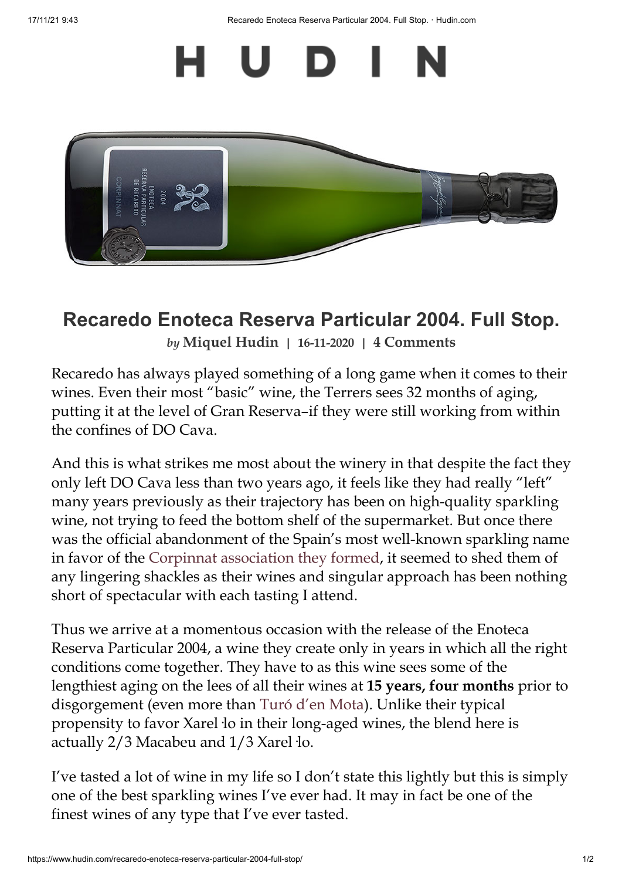# HUDIN

## Recaredo Enoteca Reserva Particular 2004. Full Stop.

*by* **Miquel Hudin** | 16-11-2020 | 4 Comments

Recaredo has always played something of a long game when it comes to their wines. Even their most "basic" wine, the Terrers sees 32 months of aging, putting it at the level of Gran Reserva–if they were still working from within the confines of DO Cava.

And this is what strikes me most about the winery in that despite the fact they only left DO Cava less than two years ago, it feels like they had really "left" many years previously as their trajectory has been on high-quality sparkling wine, not trying to feed the bottom shelf of the supermarket. But once there was the official abandonment of the Spain's most well-known sparkling name in favor of the Corpinnat association they formed, it seemed to shed them of any lingering shackles as their wines and singular approach has been nothing short of spectacular with each tasting I attend.

Thus we arrive at a momentous occasion with the release of the Enoteca Reserva Particular 2004, a wine they create only in years in which all the right conditions come together. They have to as this wine sees some of the lengthiest aging on the lees of all their wines at **15 years, four months** prior to disgorgement (even more than Turó d'en Mota). Unlike their typical propensity to favor Xarel·lo in their long-aged wines, the blend here is actually 2/3 Macabeu and 1/3 Xarel·lo.

I've tasted a lot of wine in my life so I don't state this lightly but this is simply one of the best sparkling wines I've ever had. It may in fact be one of the finest wines of any type that I've ever tasted.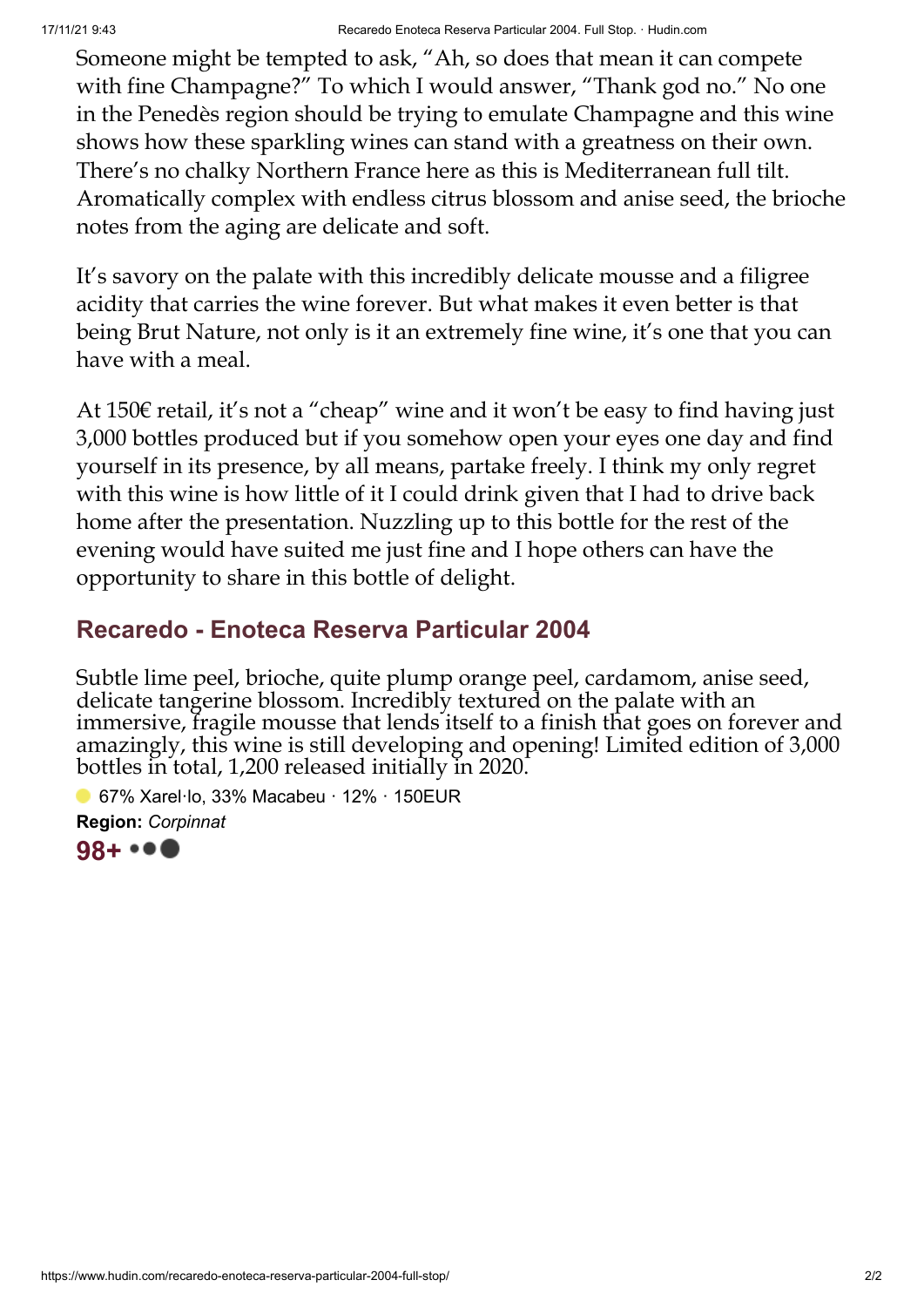Someone might be tempted to ask, "Ah, so does that mean it can compete with fine Champagne?" To which I would answer, "Thank god no." No one in the Penedès region should be trying to emulate Champagne and this wine shows how these sparkling wines can stand with a greatness on their own. There's no chalky Northern France here as this is Mediterranean full tilt. Aromatically complex with endless citrus blossom and anise seed, the brioche notes from the aging are delicate and soft.

It's savory on the palate with this incredibly delicate mousse and a filigree acidity that carries the wine forever. But what makes it even better is that being Brut Nature, not only is it an extremely fine wine, it's one that you can have with a meal.

At 150€ retail, it's not a "cheap" wine and it won't be easy to find having just 3,000 bottles produced but if you somehow open your eyes one day and find yourself in its presence, by all means, partake freely. I think my only regret with this wine is how little of it I could drink given that I had to drive back home after the presentation. Nuzzling up to this bottle for the rest of the evening would have suited me just fine and I hope others can have the opportunity to share in this bottle of delight.

## Recaredo - Enoteca Reserva Particular 2004

Subtle lime peel, brioche, quite plump orange peel, cardamom, anise seed, delicate tangerine blossom. Incredibly textured on the palate with an immersive, fragile mousse that lends itself to a finish that goes on forever and amazingly, this wine is still developing and opening! Limited edition of 3,000 bottles in total, 1,200 released initially in 2020.

67% Xarel·lo, 33% Macabeu · 12% · 150EUR

**Region:** *Corpinnat*

**98+**